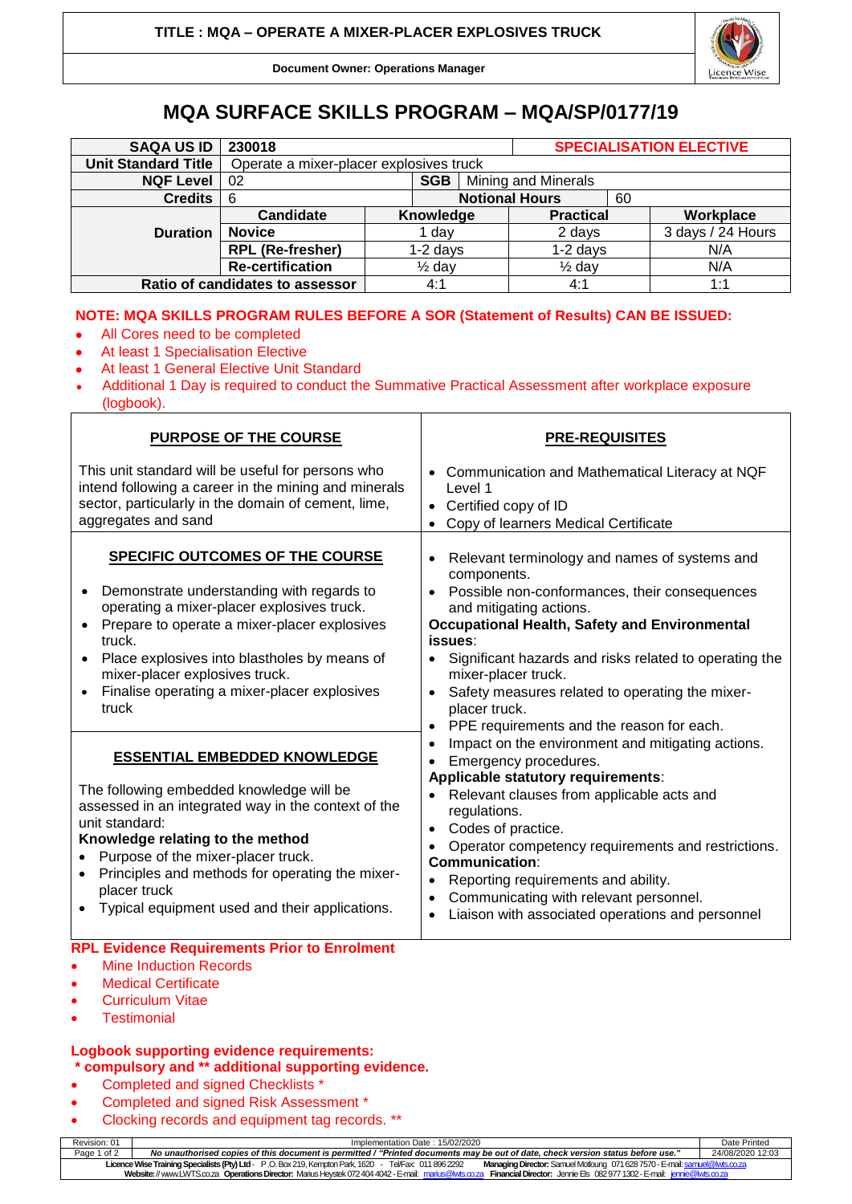**TITLE : MQA – OPERATE A MIXER-PLACER EXPLOSIVES TRUCK**

**Document Owner: Operations Manager**

# MQA SURFACE SKILLS PROGRAM – MQA/SP/0177/19

| | | | | |
|---|---|---|---|---|
| **SAQA US ID** | 230018 | | **SPECIALISATION ELECTIVE** | |
| **Unit Standard Title** | Operate a mixer-placer explosives truck | | | |
| **NQF Level** | 02 | **SGB** Mining and Minerals | | |
| **Credits** | 6 | **Notional Hours** | 60 | |
| **Duration** | **Candidate** | **Knowledge** | **Practical** | **Workplace** |
| | **Novice** | 1 day | 2 days | 3 days / 24 Hours |
| | **RPL (Re-fresher)** | 1-2 days | 1-2 days | N/A |
| | **Re-certification** | ½ day | ½ day | N/A |
| **Ratio of candidates to assessor** | | 4:1 | 4:1 | 1:1 |

**NOTE: MQA SKILLS PROGRAM RULES BEFORE A SOR (Statement of Results) CAN BE ISSUED:**

- All Cores need to be completed
- At least 1 Specialisation Elective
- At least 1 General Elective Unit Standard
- Additional 1 Day is required to conduct the Summative Practical Assessment after workplace exposure (logbook).

## PURPOSE OF THE COURSE

This unit standard will be useful for persons who intend following a career in the mining and minerals sector, particularly in the domain of cement, lime, aggregates and sand

## PRE-REQUISITES

- Communication and Mathematical Literacy at NQF Level 1
- Certified copy of ID
- Copy of learners Medical Certificate

## SPECIFIC OUTCOMES OF THE COURSE

- Demonstrate understanding with regards to operating a mixer-placer explosives truck.
- Prepare to operate a mixer-placer explosives truck.
- Place explosives into blastholes by means of mixer-placer explosives truck.
- Finalise operating a mixer-placer explosives truck

## ESSENTIAL EMBEDDED KNOWLEDGE

The following embedded knowledge will be assessed in an integrated way in the context of the unit standard:

**Knowledge relating to the method**

- Purpose of the mixer-placer truck.
- Principles and methods for operating the mixer-placer truck
- Typical equipment used and their applications.
- Relevant terminology and names of systems and components.
- Possible non-conformances, their consequences and mitigating actions.

**Occupational Health, Safety and Environmental issues**:

- Significant hazards and risks related to operating the mixer-placer truck.
- Safety measures related to operating the mixer-placer truck.
- PPE requirements and the reason for each.
- Impact on the environment and mitigating actions.
- Emergency procedures.

**Applicable statutory requirements**:

- Relevant clauses from applicable acts and regulations.
- Codes of practice.
- Operator competency requirements and restrictions.

**Communication**:

- Reporting requirements and ability.
- Communicating with relevant personnel.
- Liaison with associated operations and personnel

**RPL Evidence Requirements Prior to Enrolment**

- Mine Induction Records
- Medical Certificate
- Curriculum Vitae
- Testimonial

**Logbook supporting evidence requirements:**
**\* compulsory and \*\* additional supporting evidence.**

- Completed and signed Checklists *
- Completed and signed Risk Assessment *
- Clocking records and equipment tag records. **